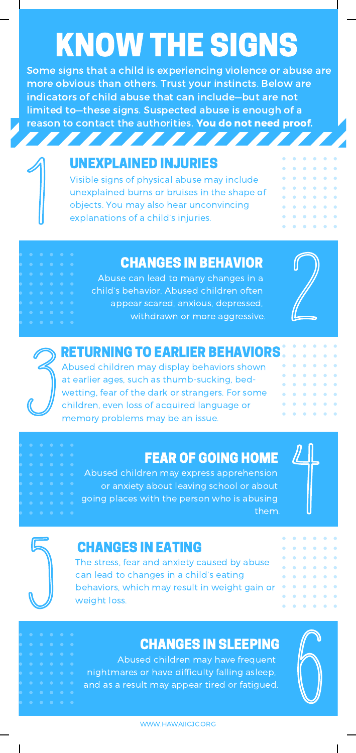# KNOW THE SIGNS

Some signs that a child is experiencing violence or abuse are more obvious than others. Trust your instincts. Below are indicators of child abuse that can include—but are not limited to—these signs. Suspected abuse is enough of a reason to contact the authorities. **You do not need proof.**

## 1 UNEXPLAINED INJURIES

Visible signs of physical abuse may include unexplained burns or bruises in the shape of objects. You may also hear unconvincing explanations of a child's injuries.

## 2 CHANGES IN BEHAVIOR

Abuse can lead to many changes in a child's behavior. Abused children often appear scared, anxious, depressed, withdrawn or more aggressive.

## 3 RETURNING TO EARLIER BEHAVIORS

Abused children may display behaviors shown at earlier ages, such as thumb-sucking, bed-wetting, fear of the dark or strangers. For some children, even loss of acquired language or memory problems may be an issue.

## 4 FEAR OF GOING HOME

Abused children may express apprehension or anxiety about leaving school or about going places with the person who is abusing them.

## 5 CHANGES IN EATING

The stress, fear and anxiety caused by abuse can lead to changes in a child's eating behaviors, which may result in weight gain or weight loss.

## 6 CHANGES IN SLEEPING

Abused children may have frequent nightmares or have difficulty falling asleep, and as a result may appear tired or fatigued.

WWW.HAWAIICJC.ORG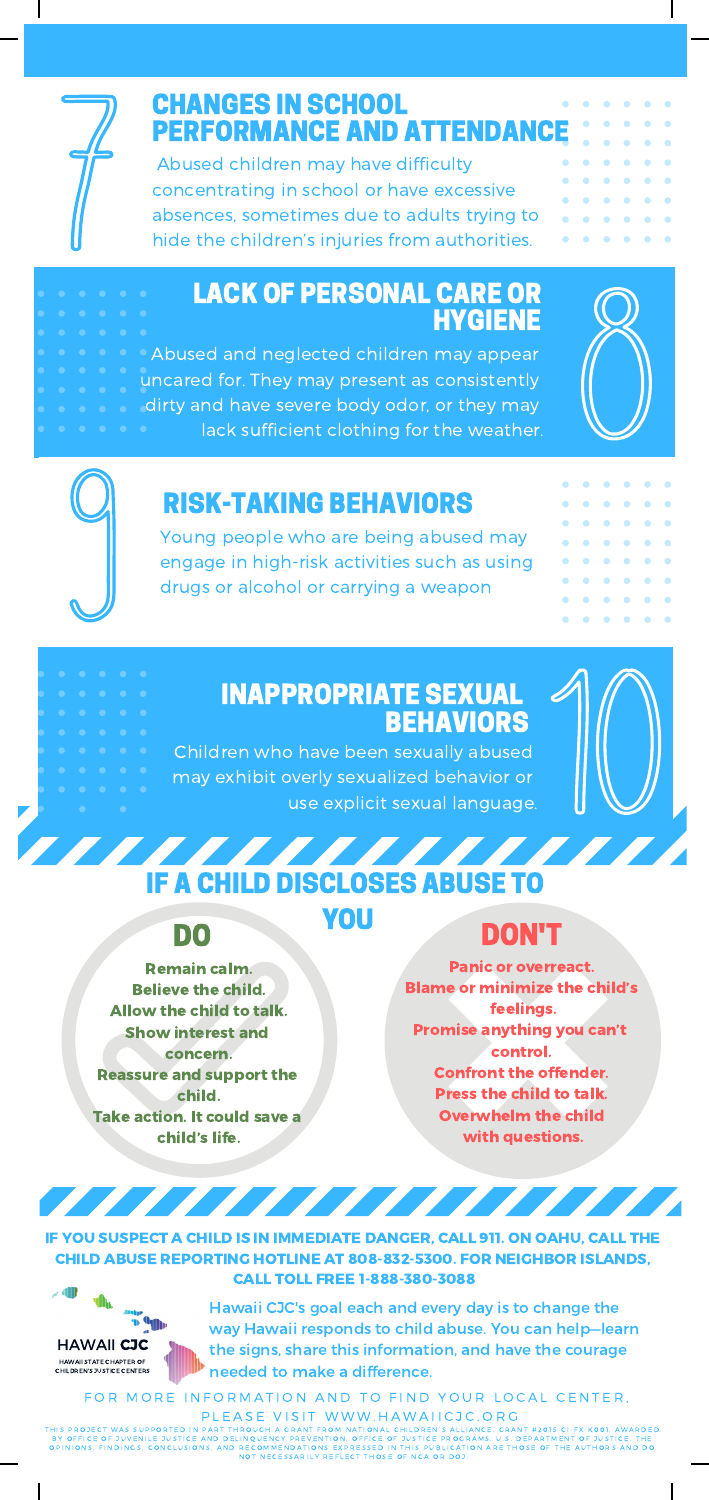## 7 CHANGES IN SCHOOL PERFORMANCE AND ATTENDANCE

Abused children may have difficulty concentrating in school or have excessive absences, sometimes due to adults trying to hide the children's injuries from authorities.

## 8 LACK OF PERSONAL CARE OR HYGIENE

Abused and neglected children may appear uncared for. They may present as consistently dirty and have severe body odor, or they may lack sufficient clothing for the weather.

## 9 RISK-TAKING BEHAVIORS

Young people who are being abused may engage in high-risk activities such as using drugs or alcohol or carrying a weapon

## 10 INAPPROPRIATE SEXUAL BEHAVIORS

Children who have been sexually abused may exhibit overly sexualized behavior or use explicit sexual language.

## IF A CHILD DISCLOSES ABUSE TO YOU

### DO

**Remain calm.**
**Believe the child.**
**Allow the child to talk.**
**Show interest and concern.**
**Reassure and support the child.**
**Take action. It could save a child's life.**

### DON'T

**Panic or overreact.**
**Blame or minimize the child's feelings.**
**Promise anything you can't control.**
**Confront the offender.**
**Press the child to talk.**
**Overwhelm the child with questions.**

**IF YOU SUSPECT A CHILD IS IN IMMEDIATE DANGER, CALL 911. ON OAHU, CALL THE CHILD ABUSE REPORTING HOTLINE AT 808-832-5300. FOR NEIGHBOR ISLANDS, CALL TOLL FREE 1-888-380-3088**

HAWAII CJC
HAWAII STATE CHAPTER OF CHILDREN'S JUSTICE CENTERS

Hawaii CJC's goal each and every day is to change the way Hawaii responds to child abuse. You can help—learn the signs, share this information, and have the courage needed to make a difference.

FOR MORE INFORMATION AND TO FIND YOUR LOCAL CENTER, PLEASE VISIT WWW.HAWAIICJC.ORG

THIS PROJECT WAS SUPPORTED IN PART THROUGH A GRANT FROM NATIONAL CHILDREN'S ALLIANCE; GRANT #2015-CI-FX-K001, AWARDED BY OFFICE OF JUVENILE JUSTICE AND DELINQUENCY PREVENTION, OFFICE OF JUSTICE PROGRAMS, U.S. DEPARTMENT OF JUSTICE. THE OPINIONS, FINDINGS, CONCLUSIONS, AND RECOMMENDATIONS EXPRESSED IN THIS PUBLICATION ARE THOSE OF THE AUTHORS AND DO NOT NECESSARILY REFLECT THOSE OF NCA OR DOJ.